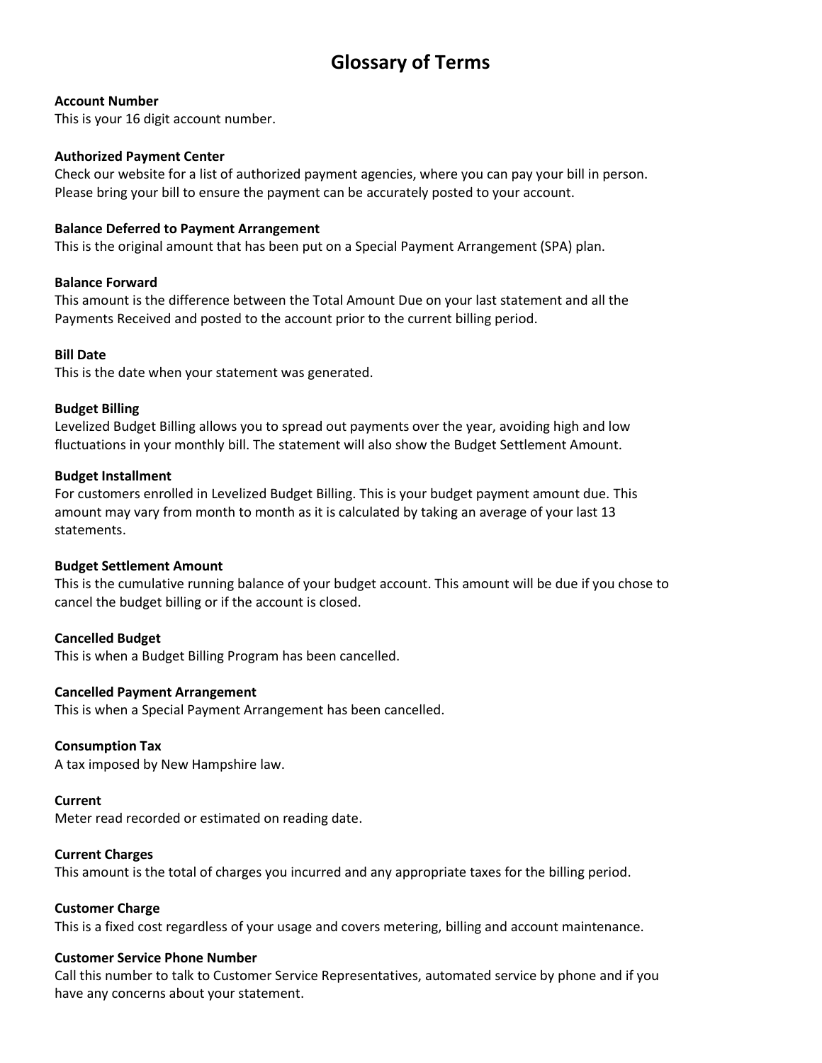# Glossary of Terms

**Account Number**
This is your 16 digit account number.

**Authorized Payment Center**
Check our website for a list of authorized payment agencies, where you can pay your bill in person. Please bring your bill to ensure the payment can be accurately posted to your account.

**Balance Deferred to Payment Arrangement**
This is the original amount that has been put on a Special Payment Arrangement (SPA) plan.

**Balance Forward**
This amount is the difference between the Total Amount Due on your last statement and all the Payments Received and posted to the account prior to the current billing period.

**Bill Date**
This is the date when your statement was generated.

**Budget Billing**
Levelized Budget Billing allows you to spread out payments over the year, avoiding high and low fluctuations in your monthly bill. The statement will also show the Budget Settlement Amount.

**Budget Installment**
For customers enrolled in Levelized Budget Billing. This is your budget payment amount due. This amount may vary from month to month as it is calculated by taking an average of your last 13 statements.

**Budget Settlement Amount**
This is the cumulative running balance of your budget account. This amount will be due if you chose to cancel the budget billing or if the account is closed.

**Cancelled Budget**
This is when a Budget Billing Program has been cancelled.

**Cancelled Payment Arrangement**
This is when a Special Payment Arrangement has been cancelled.

**Consumption Tax**
A tax imposed by New Hampshire law.

**Current**
Meter read recorded or estimated on reading date.

**Current Charges**
This amount is the total of charges you incurred and any appropriate taxes for the billing period.

**Customer Charge**
This is a fixed cost regardless of your usage and covers metering, billing and account maintenance.

**Customer Service Phone Number**
Call this number to talk to Customer Service Representatives, automated service by phone and if you have any concerns about your statement.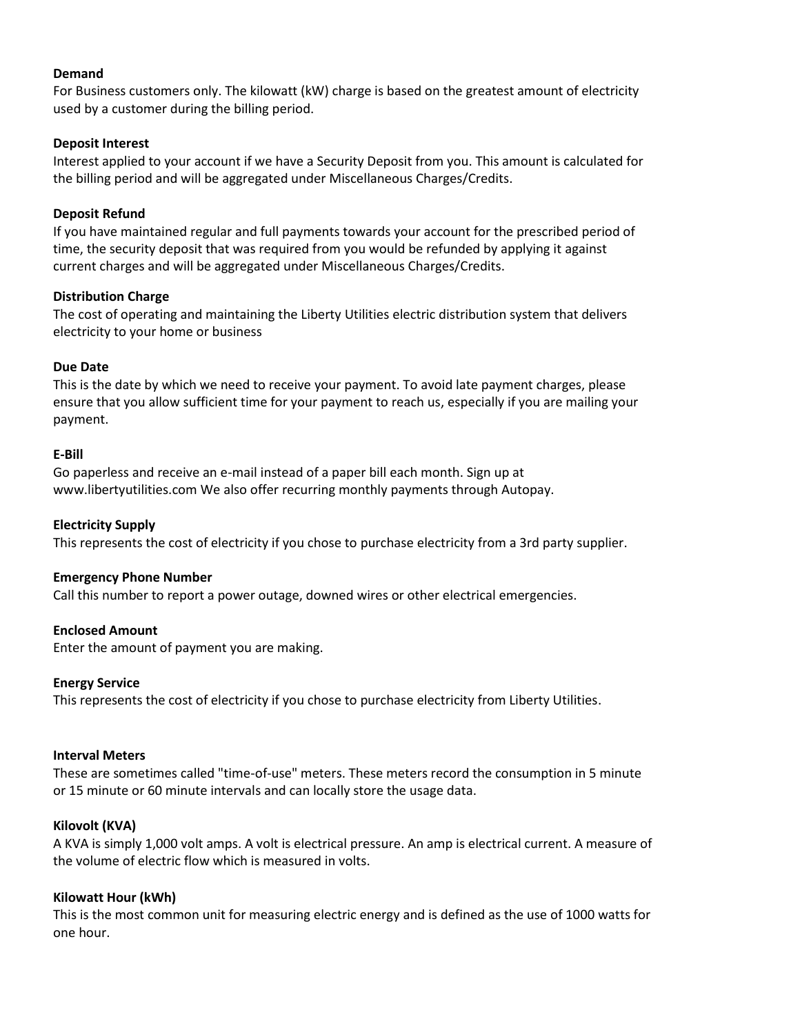**Demand**
For Business customers only. The kilowatt (kW) charge is based on the greatest amount of electricity used by a customer during the billing period.

**Deposit Interest**
Interest applied to your account if we have a Security Deposit from you. This amount is calculated for the billing period and will be aggregated under Miscellaneous Charges/Credits.

**Deposit Refund**
If you have maintained regular and full payments towards your account for the prescribed period of time, the security deposit that was required from you would be refunded by applying it against current charges and will be aggregated under Miscellaneous Charges/Credits.

**Distribution Charge**
The cost of operating and maintaining the Liberty Utilities electric distribution system that delivers electricity to your home or business

**Due Date**
This is the date by which we need to receive your payment. To avoid late payment charges, please ensure that you allow sufficient time for your payment to reach us, especially if you are mailing your payment.

**E-Bill**
Go paperless and receive an e-mail instead of a paper bill each month. Sign up at www.libertyutilities.com We also offer recurring monthly payments through Autopay.

**Electricity Supply**
This represents the cost of electricity if you chose to purchase electricity from a 3rd party supplier.

**Emergency Phone Number**
Call this number to report a power outage, downed wires or other electrical emergencies.

**Enclosed Amount**
Enter the amount of payment you are making.

**Energy Service**
This represents the cost of electricity if you chose to purchase electricity from Liberty Utilities.

**Interval Meters**
These are sometimes called "time-of-use" meters. These meters record the consumption in 5 minute or 15 minute or 60 minute intervals and can locally store the usage data.

**Kilovolt (KVA)**
A KVA is simply 1,000 volt amps. A volt is electrical pressure. An amp is electrical current. A measure of the volume of electric flow which is measured in volts.

**Kilowatt Hour (kWh)**
This is the most common unit for measuring electric energy and is defined as the use of 1000 watts for one hour.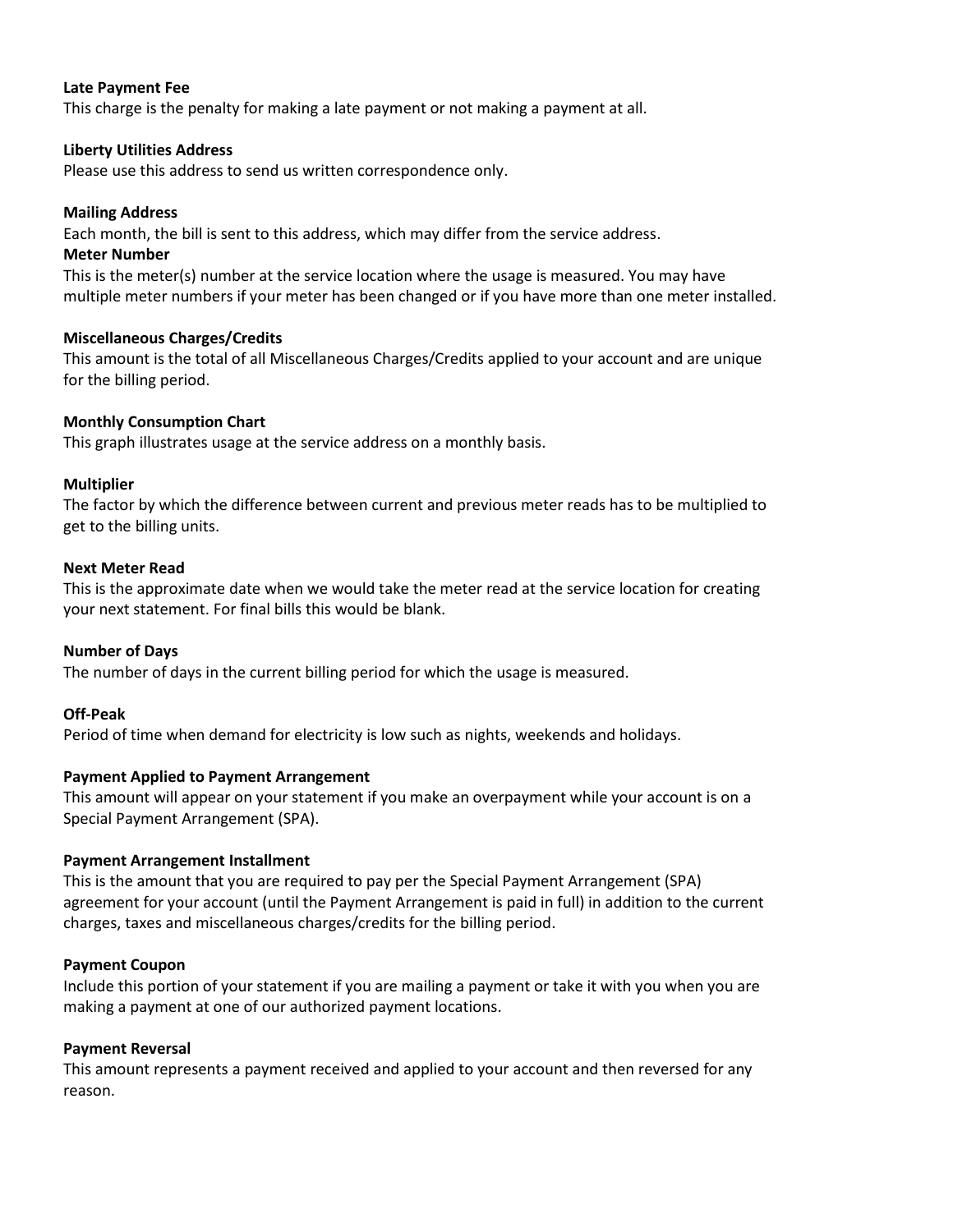**Late Payment Fee**
This charge is the penalty for making a late payment or not making a payment at all.

**Liberty Utilities Address**
Please use this address to send us written correspondence only.

**Mailing Address**
Each month, the bill is sent to this address, which may differ from the service address.

**Meter Number**
This is the meter(s) number at the service location where the usage is measured. You may have multiple meter numbers if your meter has been changed or if you have more than one meter installed.

**Miscellaneous Charges/Credits**
This amount is the total of all Miscellaneous Charges/Credits applied to your account and are unique for the billing period.

**Monthly Consumption Chart**
This graph illustrates usage at the service address on a monthly basis.

**Multiplier**
The factor by which the difference between current and previous meter reads has to be multiplied to get to the billing units.

**Next Meter Read**
This is the approximate date when we would take the meter read at the service location for creating your next statement. For final bills this would be blank.

**Number of Days**
The number of days in the current billing period for which the usage is measured.

**Off-Peak**
Period of time when demand for electricity is low such as nights, weekends and holidays.

**Payment Applied to Payment Arrangement**
This amount will appear on your statement if you make an overpayment while your account is on a Special Payment Arrangement (SPA).

**Payment Arrangement Installment**
This is the amount that you are required to pay per the Special Payment Arrangement (SPA) agreement for your account (until the Payment Arrangement is paid in full) in addition to the current charges, taxes and miscellaneous charges/credits for the billing period.

**Payment Coupon**
Include this portion of your statement if you are mailing a payment or take it with you when you are making a payment at one of our authorized payment locations.

**Payment Reversal**
This amount represents a payment received and applied to your account and then reversed for any reason.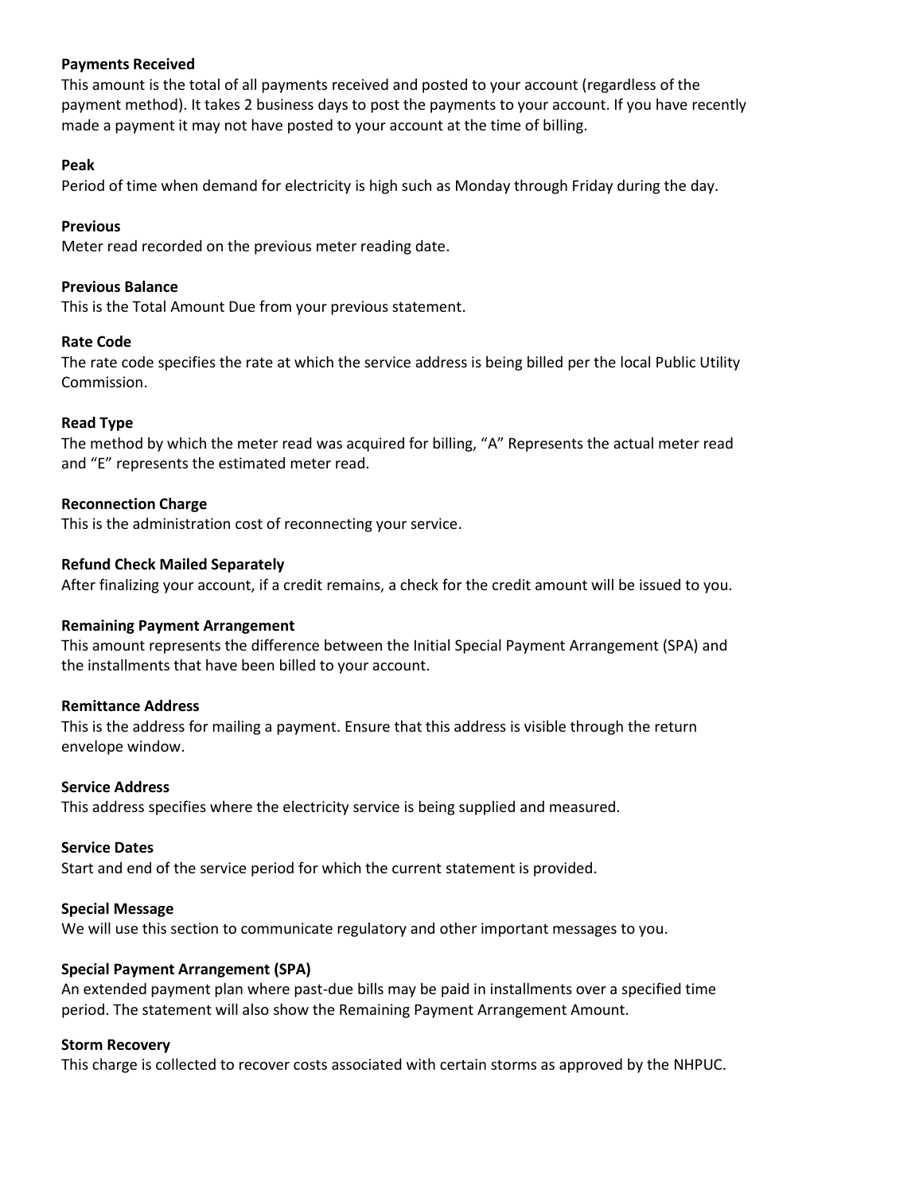**Payments Received**
This amount is the total of all payments received and posted to your account (regardless of the payment method). It takes 2 business days to post the payments to your account. If you have recently made a payment it may not have posted to your account at the time of billing.

**Peak**
Period of time when demand for electricity is high such as Monday through Friday during the day.

**Previous**
Meter read recorded on the previous meter reading date.

**Previous Balance**
This is the Total Amount Due from your previous statement.

**Rate Code**
The rate code specifies the rate at which the service address is being billed per the local Public Utility Commission.

**Read Type**
The method by which the meter read was acquired for billing, "A" Represents the actual meter read and "E" represents the estimated meter read.

**Reconnection Charge**
This is the administration cost of reconnecting your service.

**Refund Check Mailed Separately**
After finalizing your account, if a credit remains, a check for the credit amount will be issued to you.

**Remaining Payment Arrangement**
This amount represents the difference between the Initial Special Payment Arrangement (SPA) and the installments that have been billed to your account.

**Remittance Address**
This is the address for mailing a payment. Ensure that this address is visible through the return envelope window.

**Service Address**
This address specifies where the electricity service is being supplied and measured.

**Service Dates**
Start and end of the service period for which the current statement is provided.

**Special Message**
We will use this section to communicate regulatory and other important messages to you.

**Special Payment Arrangement (SPA)**
An extended payment plan where past-due bills may be paid in installments over a specified time period. The statement will also show the Remaining Payment Arrangement Amount.

**Storm Recovery**
This charge is collected to recover costs associated with certain storms as approved by the NHPUC.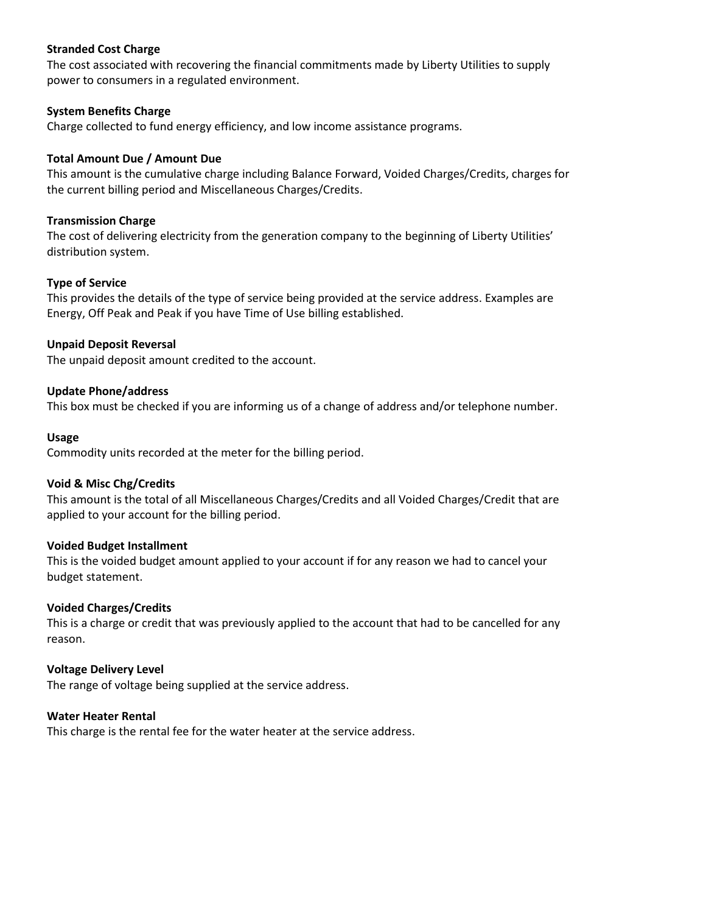**Stranded Cost Charge**
The cost associated with recovering the financial commitments made by Liberty Utilities to supply power to consumers in a regulated environment.

**System Benefits Charge**
Charge collected to fund energy efficiency, and low income assistance programs.

**Total Amount Due / Amount Due**
This amount is the cumulative charge including Balance Forward, Voided Charges/Credits, charges for the current billing period and Miscellaneous Charges/Credits.

**Transmission Charge**
The cost of delivering electricity from the generation company to the beginning of Liberty Utilities' distribution system.

**Type of Service**
This provides the details of the type of service being provided at the service address. Examples are Energy, Off Peak and Peak if you have Time of Use billing established.

**Unpaid Deposit Reversal**
The unpaid deposit amount credited to the account.

**Update Phone/address**
This box must be checked if you are informing us of a change of address and/or telephone number.

**Usage**
Commodity units recorded at the meter for the billing period.

**Void & Misc Chg/Credits**
This amount is the total of all Miscellaneous Charges/Credits and all Voided Charges/Credit that are applied to your account for the billing period.

**Voided Budget Installment**
This is the voided budget amount applied to your account if for any reason we had to cancel your budget statement.

**Voided Charges/Credits**
This is a charge or credit that was previously applied to the account that had to be cancelled for any reason.

**Voltage Delivery Level**
The range of voltage being supplied at the service address.

**Water Heater Rental**
This charge is the rental fee for the water heater at the service address.